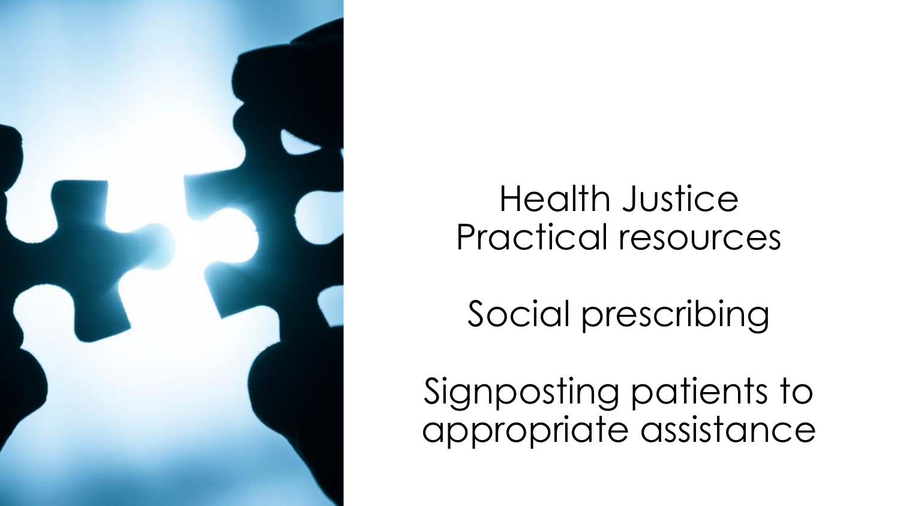Health Justice
Practical resources

Social prescribing

Signposting patients to appropriate assistance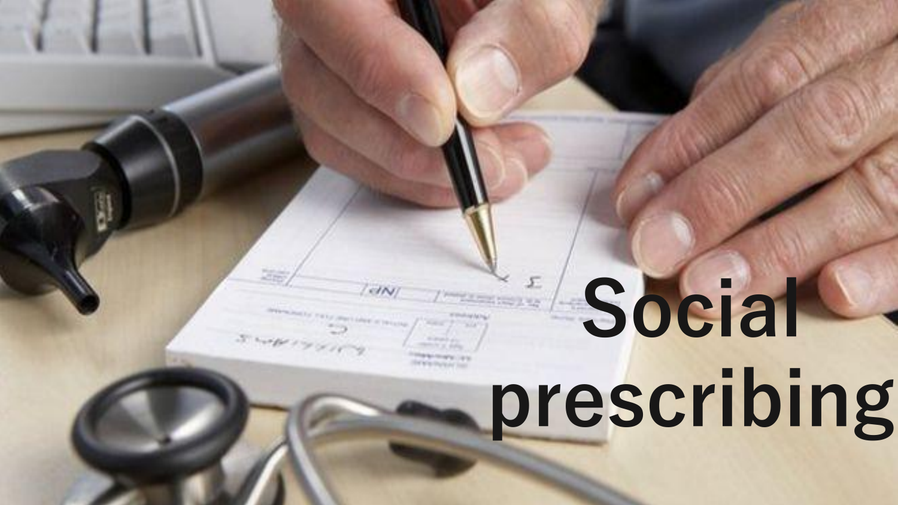# Social prescribing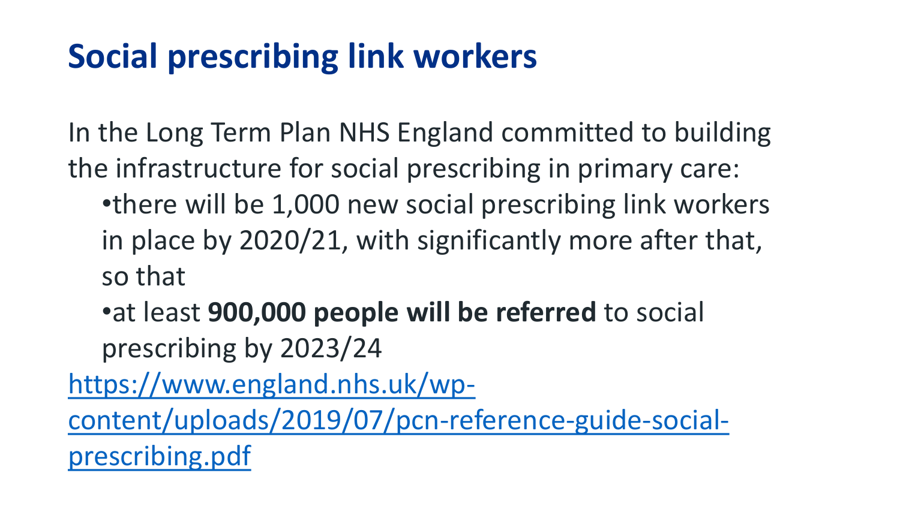# Social prescribing link workers

In the Long Term Plan NHS England committed to building the infrastructure for social prescribing in primary care:

- there will be 1,000 new social prescribing link workers in place by 2020/21, with significantly more after that, so that
- at least **900,000 people will be referred** to social prescribing by 2023/24

https://www.england.nhs.uk/wp-content/uploads/2019/07/pcn-reference-guide-social-prescribing.pdf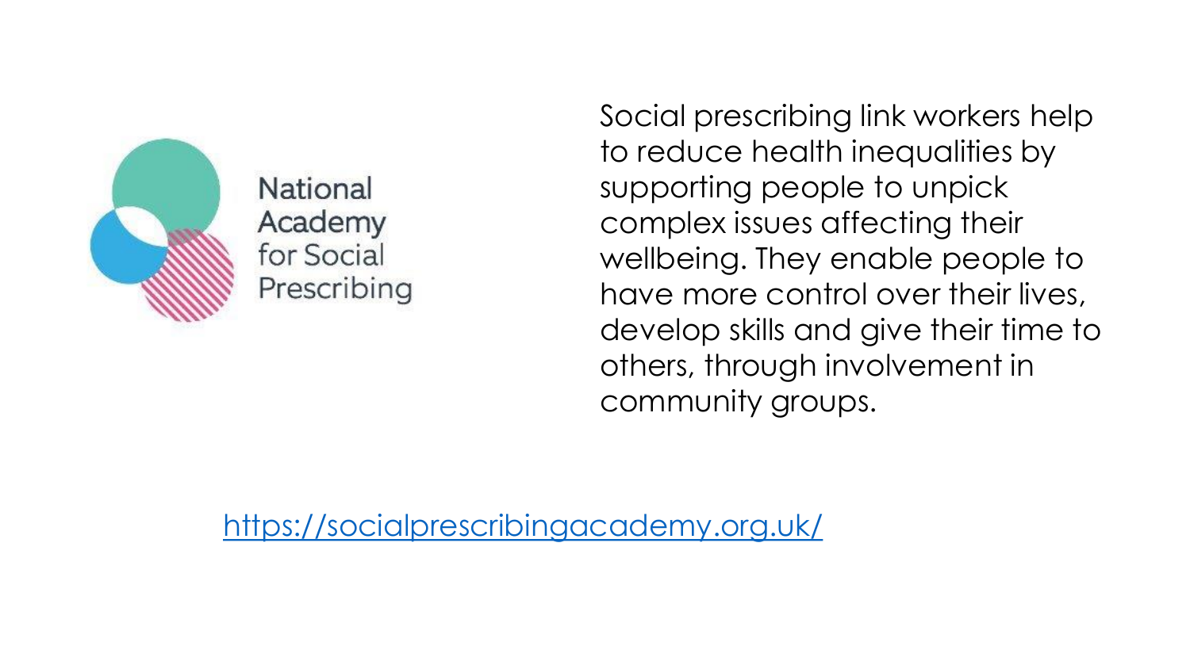National Academy for Social Prescribing

Social prescribing link workers help to reduce health inequalities by supporting people to unpick complex issues affecting their wellbeing. They enable people to have more control over their lives, develop skills and give their time to others, through involvement in community groups.

https://socialprescribingacademy.org.uk/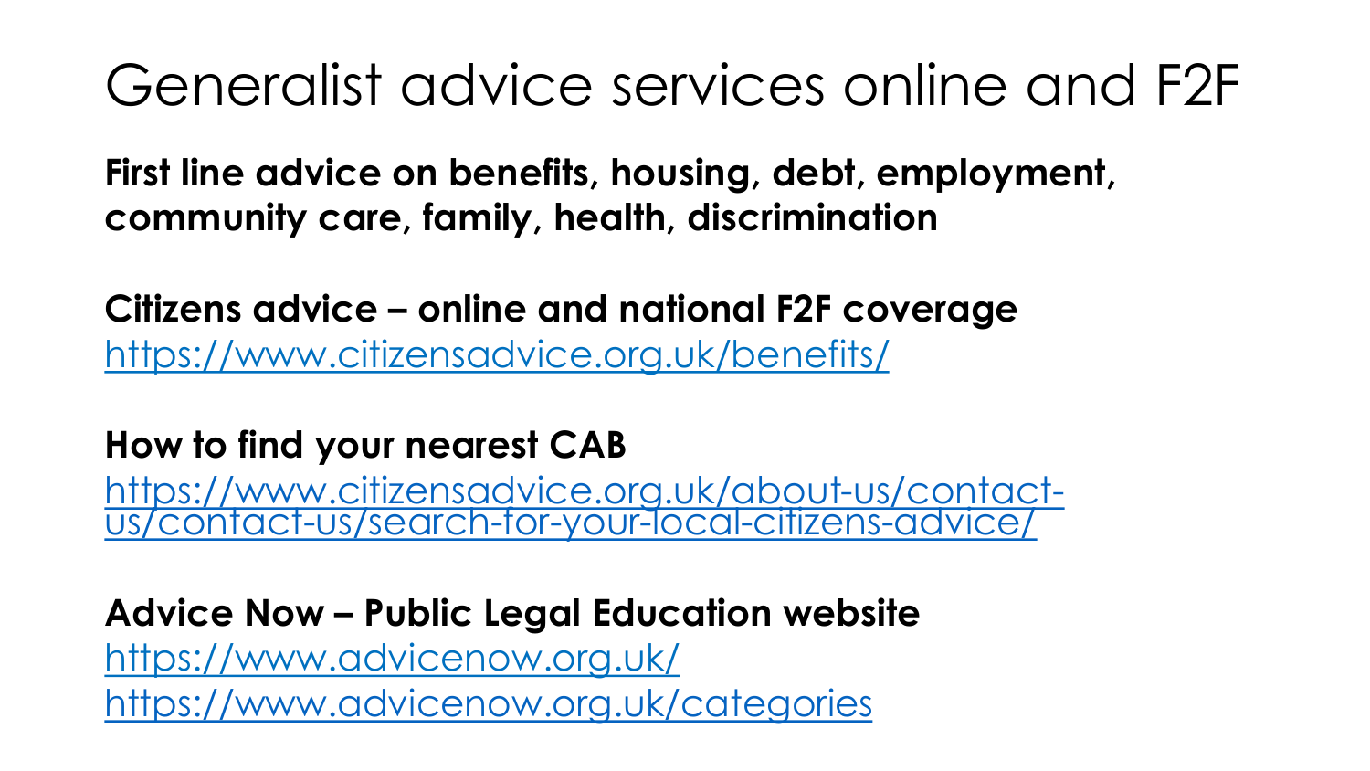# Generalist advice services online and F2F

**First line advice on benefits, housing, debt, employment, community care, family, health, discrimination**

**Citizens advice – online and national F2F coverage**
https://www.citizensadvice.org.uk/benefits/

**How to find your nearest CAB**
https://www.citizensadvice.org.uk/about-us/contact-us/contact-us/search-for-your-local-citizens-advice/

**Advice Now – Public Legal Education website**
https://www.advicenow.org.uk/
https://www.advicenow.org.uk/categories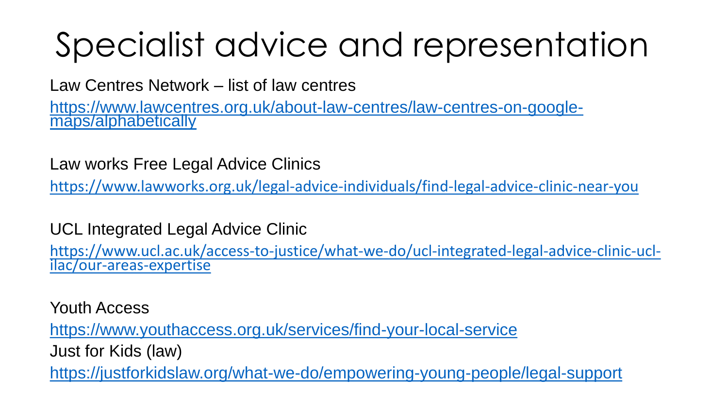# Specialist advice and representation

Law Centres Network – list of law centres

https://www.lawcentres.org.uk/about-law-centres/law-centres-on-google-maps/alphabetically

Law works Free Legal Advice Clinics

https://www.lawworks.org.uk/legal-advice-individuals/find-legal-advice-clinic-near-you

UCL Integrated Legal Advice Clinic

https://www.ucl.ac.uk/access-to-justice/what-we-do/ucl-integrated-legal-advice-clinic-ucl-ilac/our-areas-expertise

Youth Access

https://www.youthaccess.org.uk/services/find-your-local-service

Just for Kids (law)

https://justforkidslaw.org/what-we-do/empowering-young-people/legal-support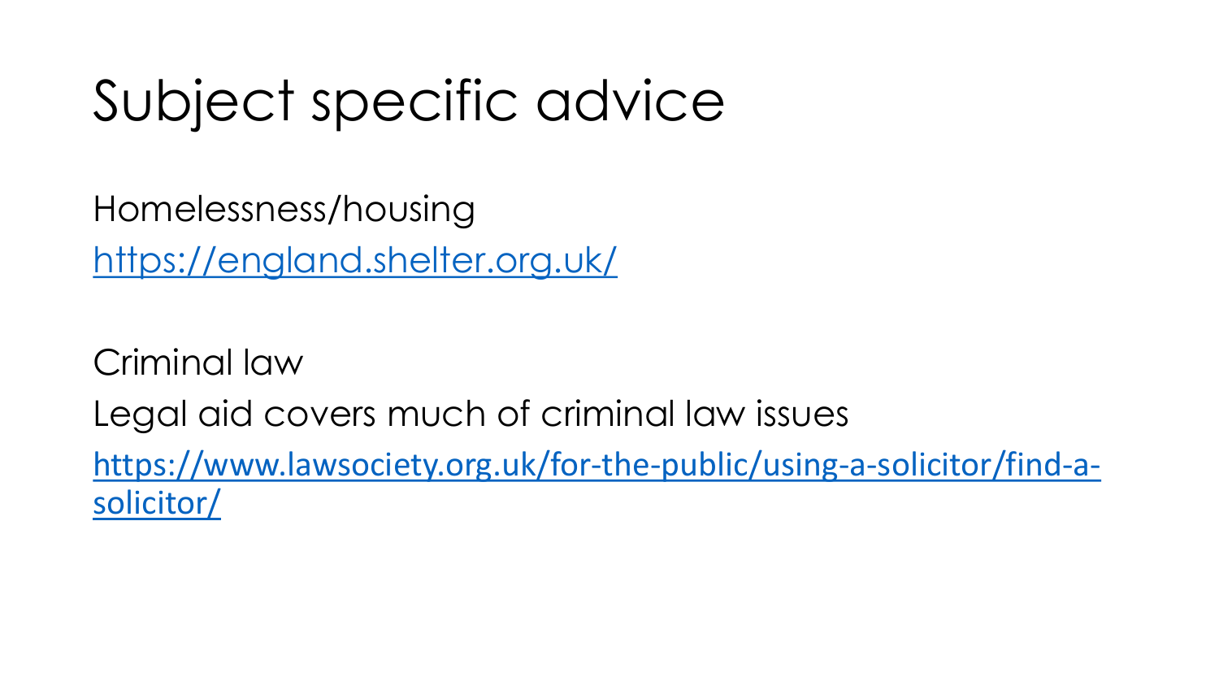# Subject specific advice

Homelessness/housing

https://england.shelter.org.uk/

Criminal law

Legal aid covers much of criminal law issues

https://www.lawsociety.org.uk/for-the-public/using-a-solicitor/find-a-solicitor/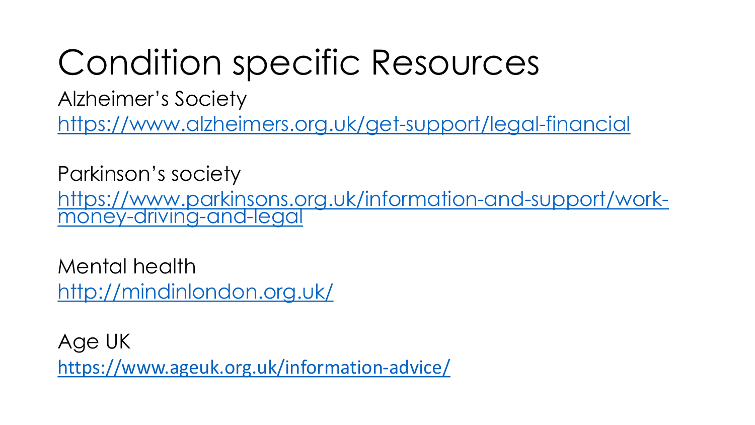# Condition specific Resources

Alzheimer's Society
https://www.alzheimers.org.uk/get-support/legal-financial

Parkinson's society
https://www.parkinsons.org.uk/information-and-support/work-money-driving-and-legal

Mental health
http://mindinlondon.org.uk/

Age UK
https://www.ageuk.org.uk/information-advice/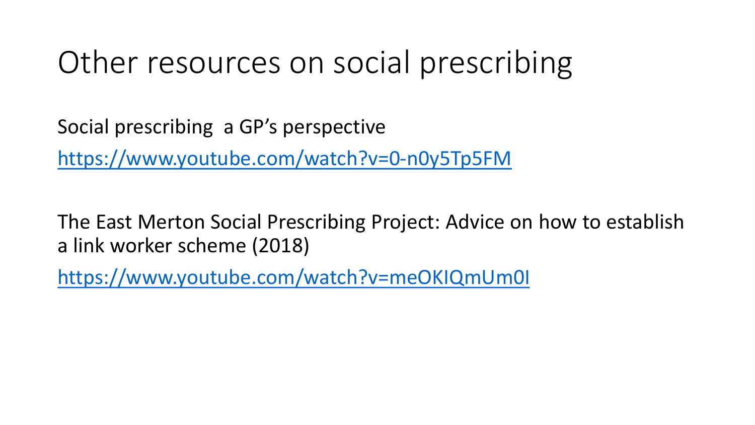# Other resources on social prescribing

Social prescribing  a GP's perspective

https://www.youtube.com/watch?v=0-n0y5Tp5FM

The East Merton Social Prescribing Project: Advice on how to establish a link worker scheme (2018)

https://www.youtube.com/watch?v=meOKIQmUm0I